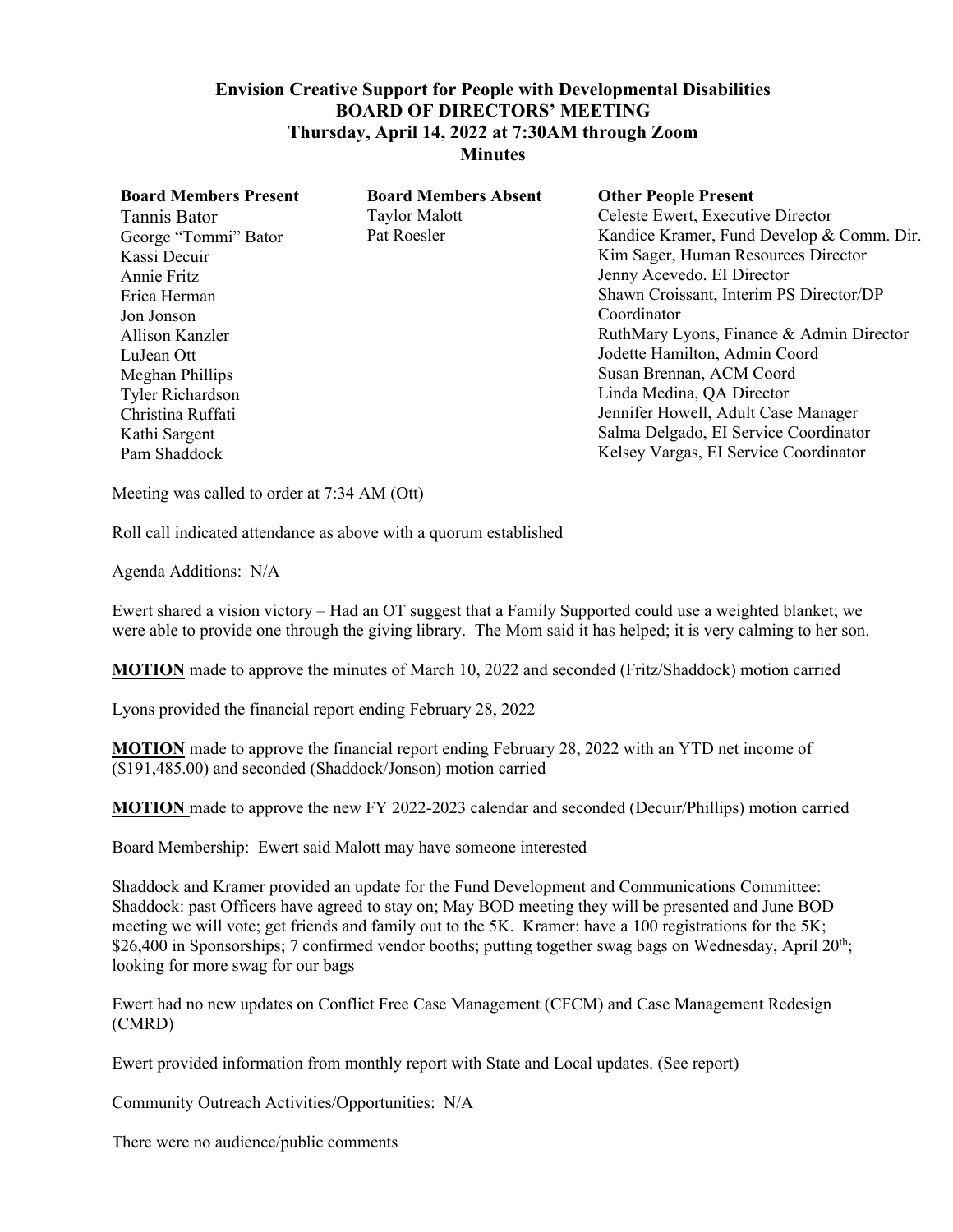**Envision Creative Support for People with Developmental Disabilities**
**BOARD OF DIRECTORS' MEETING**
**Thursday, April 14, 2022 at 7:30AM through Zoom**
**Minutes**

| **Board Members Present** | **Board Members Absent** | **Other People Present** |
|---|---|---|
| Tannis Bator | Taylor Malott | Celeste Ewert, Executive Director |
| George "Tommi" Bator | Pat Roesler | Kandice Kramer, Fund Develop & Comm. Dir. |
| Kassi Decuir | | Kim Sager, Human Resources Director |
| Annie Fritz | | Jenny Acevedo. EI Director |
| Erica Herman | | Shawn Croissant, Interim PS Director/DP Coordinator |
| Jon Jonson | | RuthMary Lyons, Finance & Admin Director |
| Allison Kanzler | | Jodette Hamilton, Admin Coord |
| LuJean Ott | | Susan Brennan, ACM Coord |
| Meghan Phillips | | Linda Medina, QA Director |
| Tyler Richardson | | Jennifer Howell, Adult Case Manager |
| Christina Ruffati | | Salma Delgado, EI Service Coordinator |
| Kathi Sargent | | Kelsey Vargas, EI Service Coordinator |
| Pam Shaddock | | |

Meeting was called to order at 7:34 AM (Ott)

Roll call indicated attendance as above with a quorum established

Agenda Additions: N/A

Ewert shared a vision victory – Had an OT suggest that a Family Supported could use a weighted blanket; we were able to provide one through the giving library. The Mom said it has helped; it is very calming to her son.

**MOTION** made to approve the minutes of March 10, 2022 and seconded (Fritz/Shaddock) motion carried

Lyons provided the financial report ending February 28, 2022

**MOTION** made to approve the financial report ending February 28, 2022 with an YTD net income of ($191,485.00) and seconded (Shaddock/Jonson) motion carried

**MOTION** made to approve the new FY 2022-2023 calendar and seconded (Decuir/Phillips) motion carried

Board Membership: Ewert said Malott may have someone interested

Shaddock and Kramer provided an update for the Fund Development and Communications Committee: Shaddock: past Officers have agreed to stay on; May BOD meeting they will be presented and June BOD meeting we will vote; get friends and family out to the 5K. Kramer: have a 100 registrations for the 5K; $26,400 in Sponsorships; 7 confirmed vendor booths; putting together swag bags on Wednesday, April 20th; looking for more swag for our bags

Ewert had no new updates on Conflict Free Case Management (CFCM) and Case Management Redesign (CMRD)

Ewert provided information from monthly report with State and Local updates. (See report)

Community Outreach Activities/Opportunities: N/A

There were no audience/public comments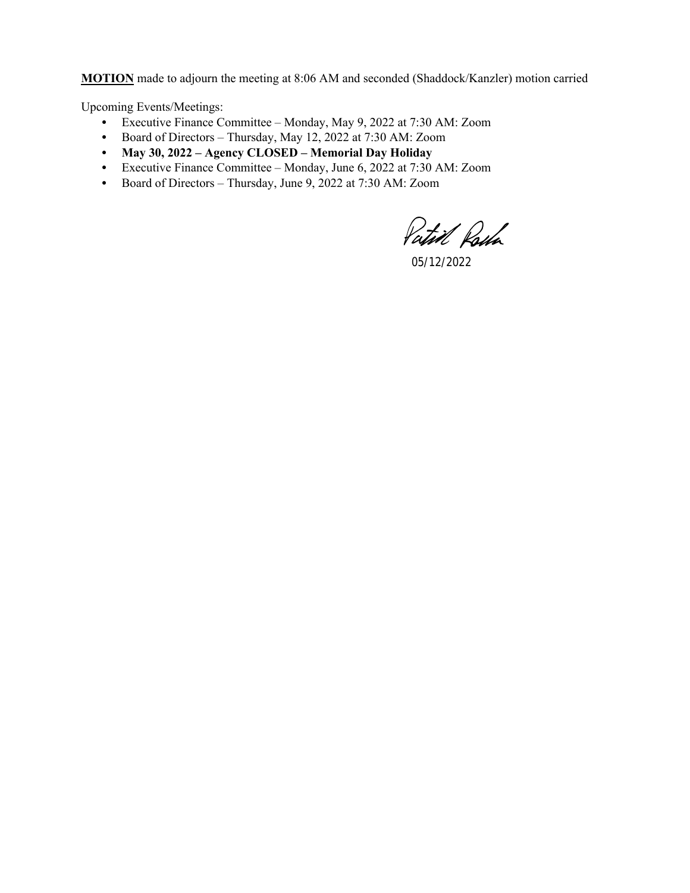**MOTION** made to adjourn the meeting at 8:06 AM and seconded (Shaddock/Kanzler) motion carried

Upcoming Events/Meetings:

- Executive Finance Committee – Monday, May 9, 2022 at 7:30 AM: Zoom
- Board of Directors – Thursday, May 12, 2022 at 7:30 AM: Zoom
- **May 30, 2022 – Agency CLOSED – Memorial Day Holiday**
- Executive Finance Committee – Monday, June 6, 2022 at 7:30 AM: Zoom
- Board of Directors – Thursday, June 9, 2022 at 7:30 AM: Zoom

Patrick Rada

05/12/2022